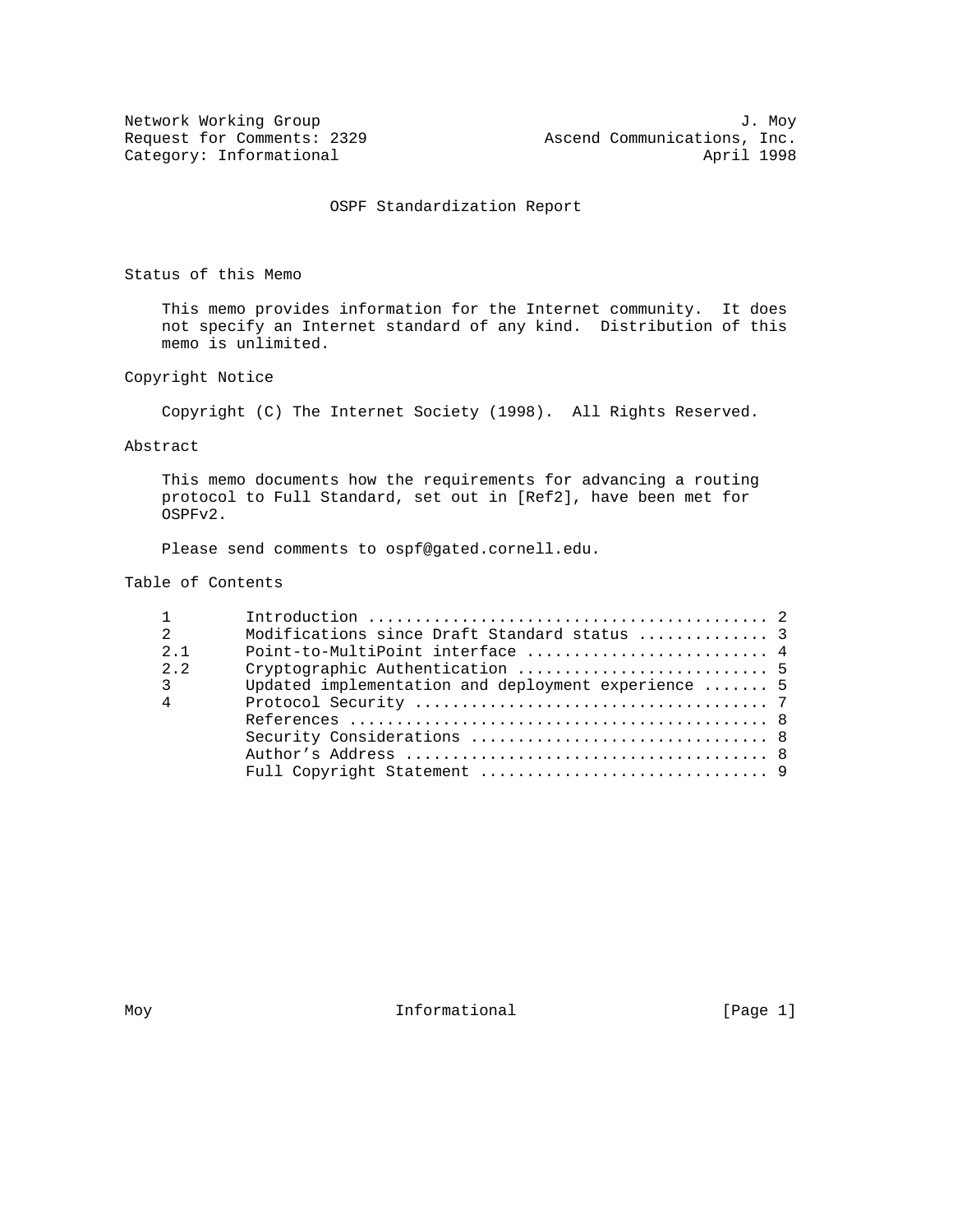Network Working Group J. Moy
Request for Comments: 2329 Ascend Communications, Inc.
Category: Informational April 1998

# OSPF Standardization Report

## Status of this Memo

This memo provides information for the Internet community. It does not specify an Internet standard of any kind. Distribution of this memo is unlimited.

## Copyright Notice

Copyright (C) The Internet Society (1998). All Rights Reserved.

## Abstract

This memo documents how the requirements for advancing a routing protocol to Full Standard, set out in [Ref2], have been met for OSPFv2.

Please send comments to ospf@gated.cornell.edu.

## Table of Contents

| | | |
|---|---|---|
| 1 | Introduction | 2 |
| 2 | Modifications since Draft Standard status | 3 |
| 2.1 | Point-to-MultiPoint interface | 4 |
| 2.2 | Cryptographic Authentication | 5 |
| 3 | Updated implementation and deployment experience | 5 |
| 4 | Protocol Security | 7 |
| | References | 8 |
| | Security Considerations | 8 |
| | Author's Address | 8 |
| | Full Copyright Statement | 9 |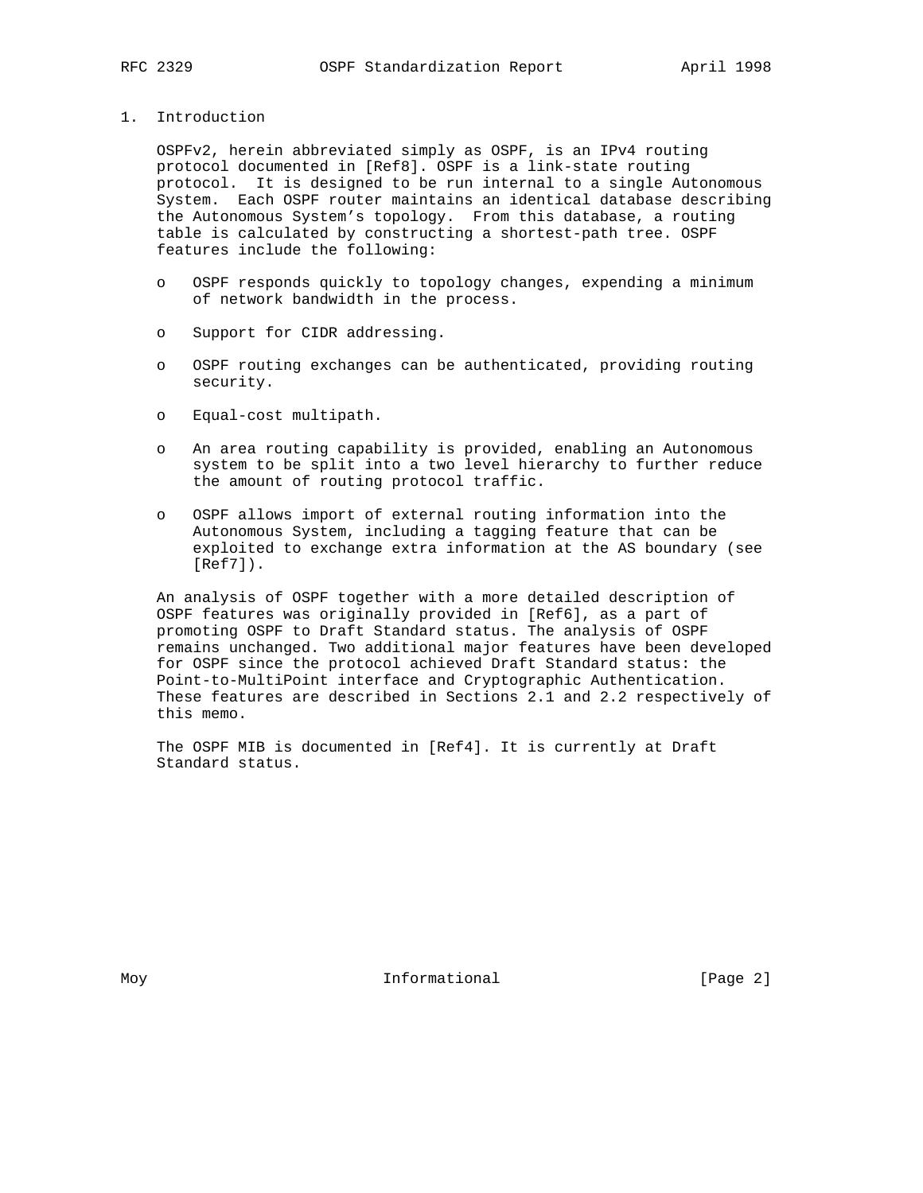# 1. Introduction

OSPFv2, herein abbreviated simply as OSPF, is an IPv4 routing protocol documented in [Ref8]. OSPF is a link-state routing protocol. It is designed to be run internal to a single Autonomous System. Each OSPF router maintains an identical database describing the Autonomous System's topology. From this database, a routing table is calculated by constructing a shortest-path tree. OSPF features include the following:

- OSPF responds quickly to topology changes, expending a minimum of network bandwidth in the process.
- Support for CIDR addressing.
- OSPF routing exchanges can be authenticated, providing routing security.
- Equal-cost multipath.
- An area routing capability is provided, enabling an Autonomous system to be split into a two level hierarchy to further reduce the amount of routing protocol traffic.
- OSPF allows import of external routing information into the Autonomous System, including a tagging feature that can be exploited to exchange extra information at the AS boundary (see [Ref7]).

An analysis of OSPF together with a more detailed description of OSPF features was originally provided in [Ref6], as a part of promoting OSPF to Draft Standard status. The analysis of OSPF remains unchanged. Two additional major features have been developed for OSPF since the protocol achieved Draft Standard status: the Point-to-MultiPoint interface and Cryptographic Authentication. These features are described in Sections 2.1 and 2.2 respectively of this memo.

The OSPF MIB is documented in [Ref4]. It is currently at Draft Standard status.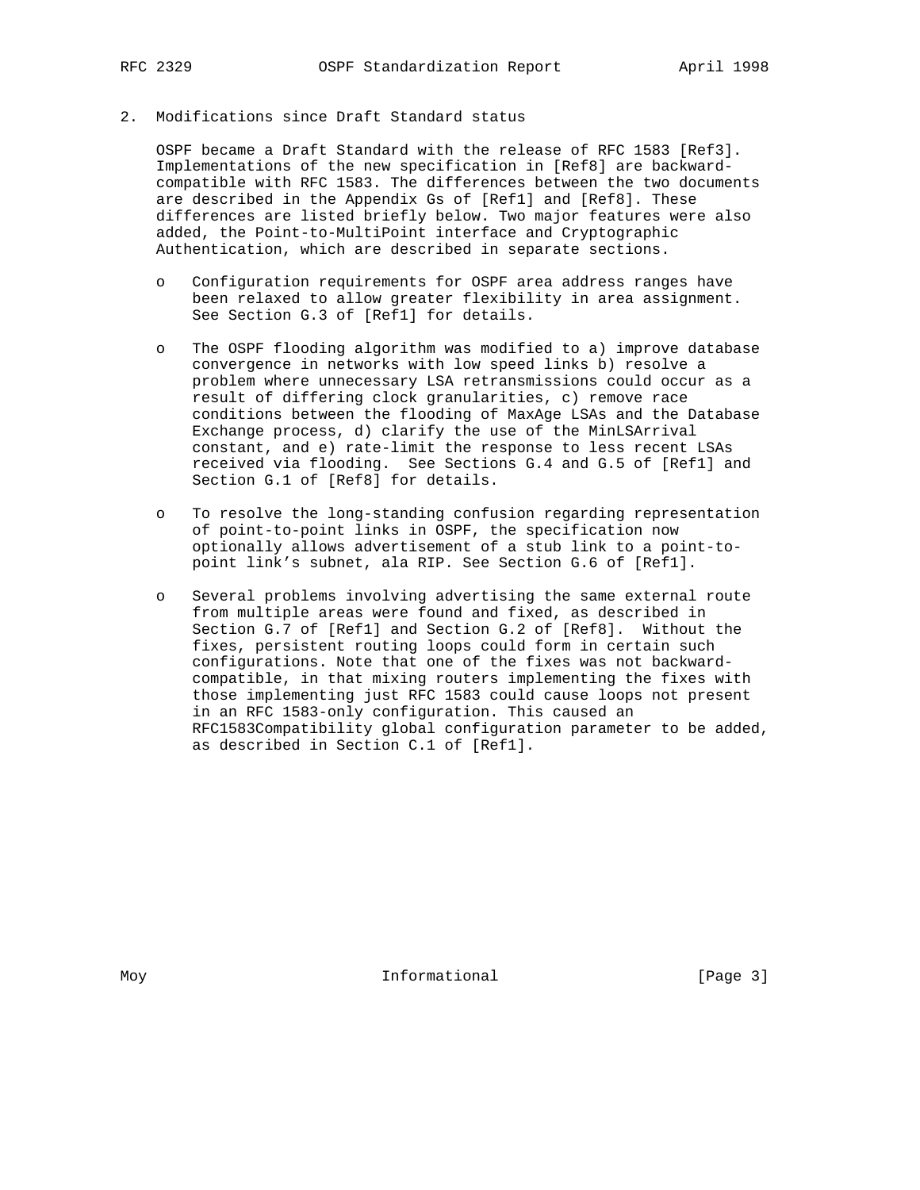## 2. Modifications since Draft Standard status

OSPF became a Draft Standard with the release of RFC 1583 [Ref3]. Implementations of the new specification in [Ref8] are backward-compatible with RFC 1583. The differences between the two documents are described in the Appendix Gs of [Ref1] and [Ref8]. These differences are listed briefly below. Two major features were also added, the Point-to-MultiPoint interface and Cryptographic Authentication, which are described in separate sections.

- Configuration requirements for OSPF area address ranges have been relaxed to allow greater flexibility in area assignment. See Section G.3 of [Ref1] for details.

- The OSPF flooding algorithm was modified to a) improve database convergence in networks with low speed links b) resolve a problem where unnecessary LSA retransmissions could occur as a result of differing clock granularities, c) remove race conditions between the flooding of MaxAge LSAs and the Database Exchange process, d) clarify the use of the MinLSArrival constant, and e) rate-limit the response to less recent LSAs received via flooding. See Sections G.4 and G.5 of [Ref1] and Section G.1 of [Ref8] for details.

- To resolve the long-standing confusion regarding representation of point-to-point links in OSPF, the specification now optionally allows advertisement of a stub link to a point-to-point link's subnet, ala RIP. See Section G.6 of [Ref1].

- Several problems involving advertising the same external route from multiple areas were found and fixed, as described in Section G.7 of [Ref1] and Section G.2 of [Ref8]. Without the fixes, persistent routing loops could form in certain such configurations. Note that one of the fixes was not backward-compatible, in that mixing routers implementing the fixes with those implementing just RFC 1583 could cause loops not present in an RFC 1583-only configuration. This caused an RFC1583Compatibility global configuration parameter to be added, as described in Section C.1 of [Ref1].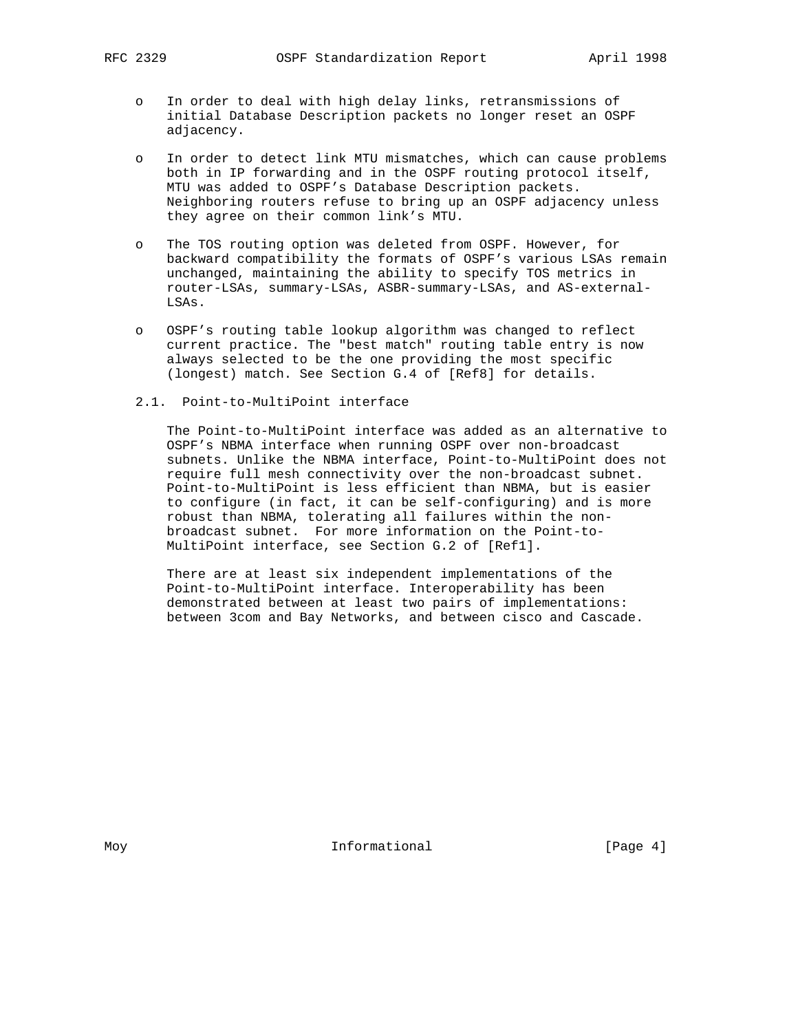- In order to deal with high delay links, retransmissions of initial Database Description packets no longer reset an OSPF adjacency.

- In order to detect link MTU mismatches, which can cause problems both in IP forwarding and in the OSPF routing protocol itself, MTU was added to OSPF's Database Description packets. Neighboring routers refuse to bring up an OSPF adjacency unless they agree on their common link's MTU.

- The TOS routing option was deleted from OSPF. However, for backward compatibility the formats of OSPF's various LSAs remain unchanged, maintaining the ability to specify TOS metrics in router-LSAs, summary-LSAs, ASBR-summary-LSAs, and AS-external-LSAs.

- OSPF's routing table lookup algorithm was changed to reflect current practice. The "best match" routing table entry is now always selected to be the one providing the most specific (longest) match. See Section G.4 of [Ref8] for details.

### 2.1. Point-to-MultiPoint interface

The Point-to-MultiPoint interface was added as an alternative to OSPF's NBMA interface when running OSPF over non-broadcast subnets. Unlike the NBMA interface, Point-to-MultiPoint does not require full mesh connectivity over the non-broadcast subnet. Point-to-MultiPoint is less efficient than NBMA, but is easier to configure (in fact, it can be self-configuring) and is more robust than NBMA, tolerating all failures within the non-broadcast subnet. For more information on the Point-to-MultiPoint interface, see Section G.2 of [Ref1].

There are at least six independent implementations of the Point-to-MultiPoint interface. Interoperability has been demonstrated between at least two pairs of implementations: between 3com and Bay Networks, and between cisco and Cascade.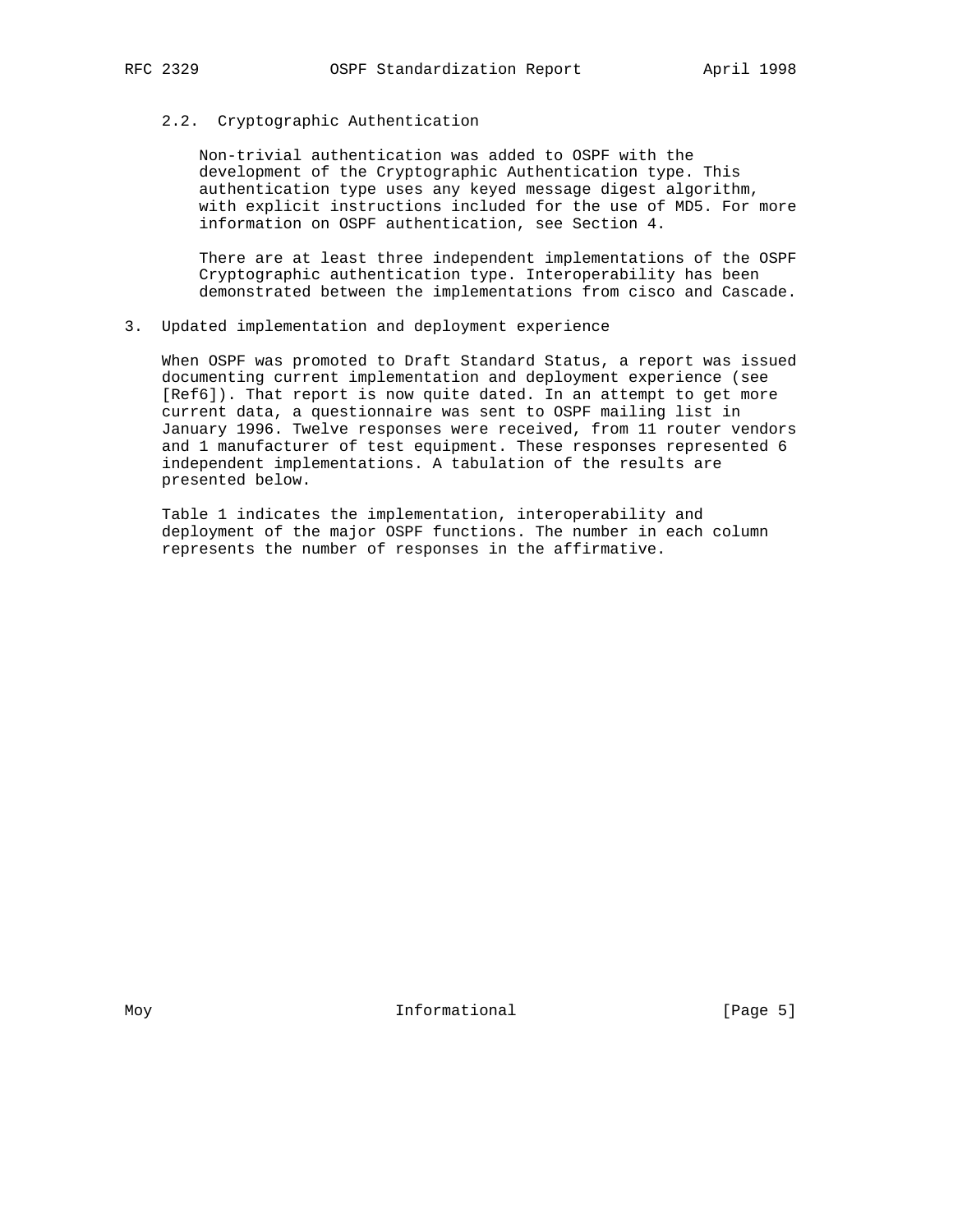### 2.2. Cryptographic Authentication

Non-trivial authentication was added to OSPF with the development of the Cryptographic Authentication type. This authentication type uses any keyed message digest algorithm, with explicit instructions included for the use of MD5. For more information on OSPF authentication, see Section 4.

There are at least three independent implementations of the OSPF Cryptographic authentication type. Interoperability has been demonstrated between the implementations from cisco and Cascade.

## 3. Updated implementation and deployment experience

When OSPF was promoted to Draft Standard Status, a report was issued documenting current implementation and deployment experience (see [Ref6]). That report is now quite dated. In an attempt to get more current data, a questionnaire was sent to OSPF mailing list in January 1996. Twelve responses were received, from 11 router vendors and 1 manufacturer of test equipment. These responses represented 6 independent implementations. A tabulation of the results are presented below.

Table 1 indicates the implementation, interoperability and deployment of the major OSPF functions. The number in each column represents the number of responses in the affirmative.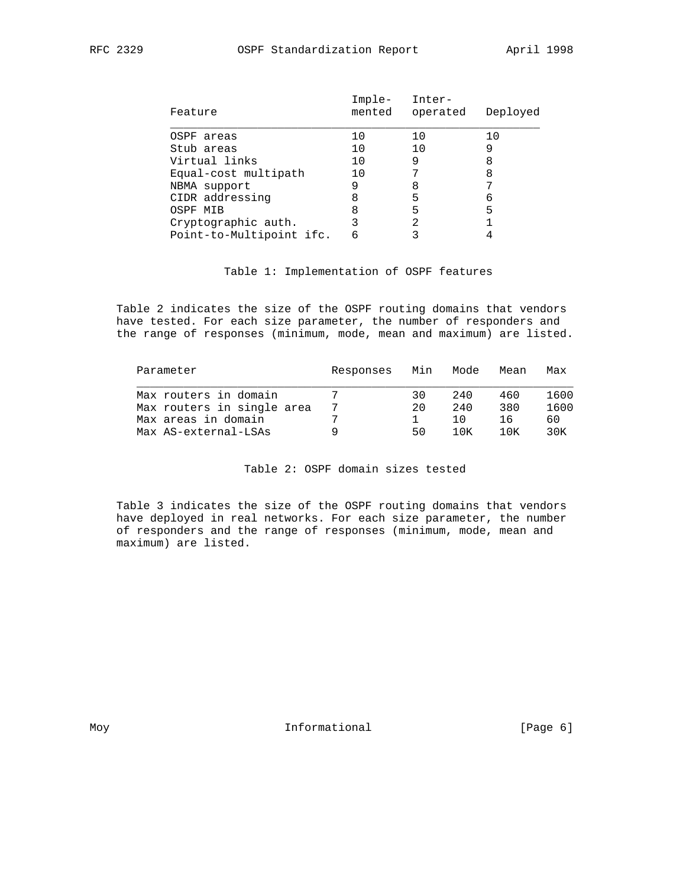| Feature | Implemented | Interoperated | Deployed |
| --- | --- | --- | --- |
| OSPF areas | 10 | 10 | 10 |
| Stub areas | 10 | 10 | 9 |
| Virtual links | 10 | 9 | 8 |
| Equal-cost multipath | 10 | 7 | 8 |
| NBMA support | 9 | 8 | 7 |
| CIDR addressing | 8 | 5 | 6 |
| OSPF MIB | 8 | 5 | 5 |
| Cryptographic auth. | 3 | 2 | 1 |
| Point-to-Multipoint ifc. | 6 | 3 | 4 |

Table 1: Implementation of OSPF features

Table 2 indicates the size of the OSPF routing domains that vendors have tested. For each size parameter, the number of responders and the range of responses (minimum, mode, mean and maximum) are listed.

| Parameter | Responses | Min | Mode | Mean | Max |
| --- | --- | --- | --- | --- | --- |
| Max routers in domain | 7 | 30 | 240 | 460 | 1600 |
| Max routers in single area | 7 | 20 | 240 | 380 | 1600 |
| Max areas in domain | 7 | 1 | 10 | 16 | 60 |
| Max AS-external-LSAs | 9 | 50 | 10K | 10K | 30K |

Table 2: OSPF domain sizes tested

Table 3 indicates the size of the OSPF routing domains that vendors have deployed in real networks. For each size parameter, the number of responders and the range of responses (minimum, mode, mean and maximum) are listed.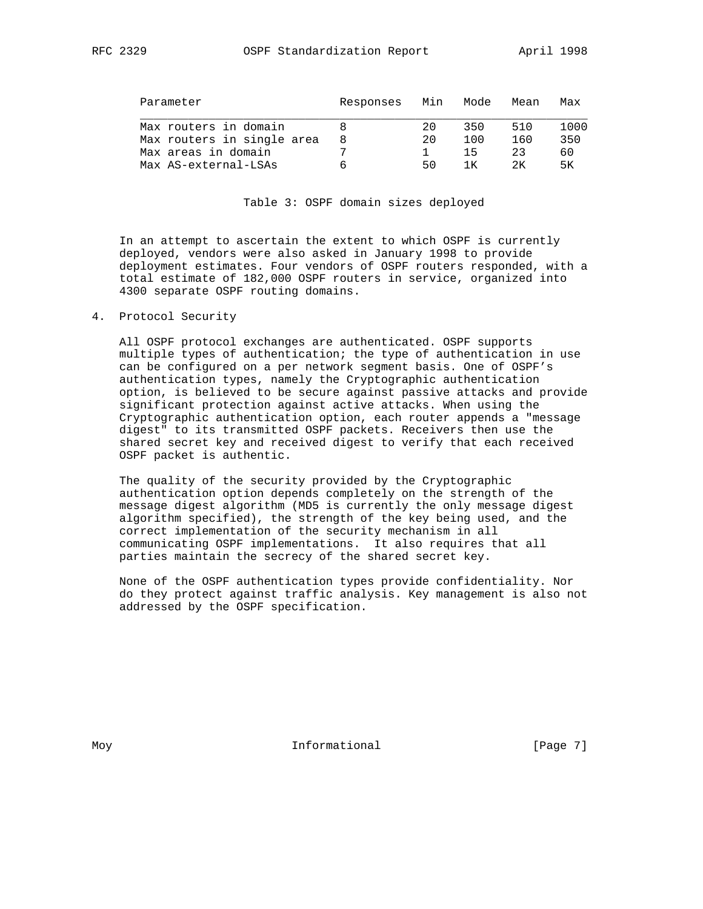| Parameter | Responses | Min | Mode | Mean | Max |
|---|---|---|---|---|---|
| Max routers in domain | 8 | 20 | 350 | 510 | 1000 |
| Max routers in single area | 8 | 20 | 100 | 160 | 350 |
| Max areas in domain | 7 | 1 | 15 | 23 | 60 |
| Max AS-external-LSAs | 6 | 50 | 1K | 2K | 5K |

Table 3: OSPF domain sizes deployed

In an attempt to ascertain the extent to which OSPF is currently deployed, vendors were also asked in January 1998 to provide deployment estimates. Four vendors of OSPF routers responded, with a total estimate of 182,000 OSPF routers in service, organized into 4300 separate OSPF routing domains.

## 4. Protocol Security

All OSPF protocol exchanges are authenticated. OSPF supports multiple types of authentication; the type of authentication in use can be configured on a per network segment basis. One of OSPF's authentication types, namely the Cryptographic authentication option, is believed to be secure against passive attacks and provide significant protection against active attacks. When using the Cryptographic authentication option, each router appends a "message digest" to its transmitted OSPF packets. Receivers then use the shared secret key and received digest to verify that each received OSPF packet is authentic.

The quality of the security provided by the Cryptographic authentication option depends completely on the strength of the message digest algorithm (MD5 is currently the only message digest algorithm specified), the strength of the key being used, and the correct implementation of the security mechanism in all communicating OSPF implementations. It also requires that all parties maintain the secrecy of the shared secret key.

None of the OSPF authentication types provide confidentiality. Nor do they protect against traffic analysis. Key management is also not addressed by the OSPF specification.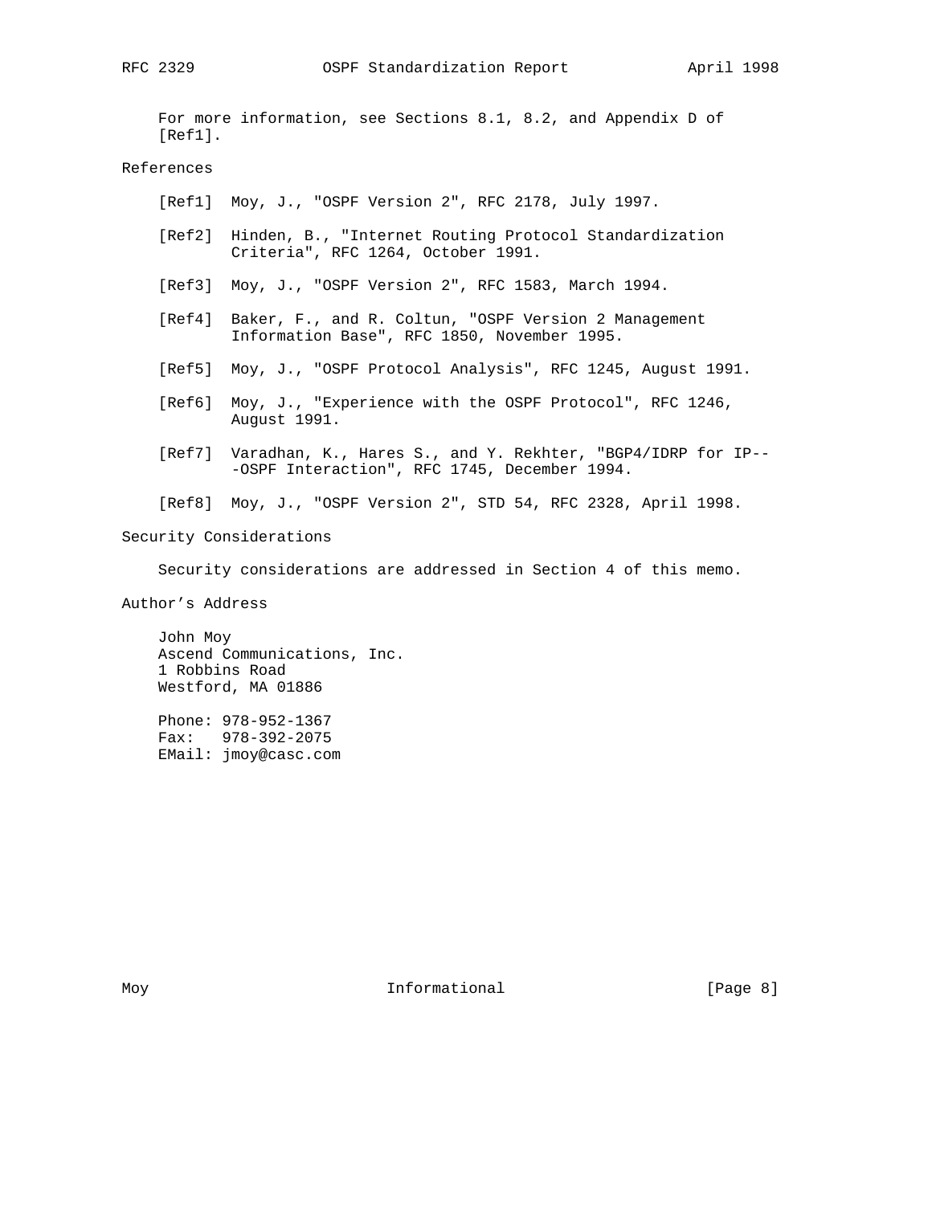For more information, see Sections 8.1, 8.2, and Appendix D of [Ref1].

## References

[Ref1] Moy, J., "OSPF Version 2", RFC 2178, July 1997.

[Ref2] Hinden, B., "Internet Routing Protocol Standardization Criteria", RFC 1264, October 1991.

[Ref3] Moy, J., "OSPF Version 2", RFC 1583, March 1994.

[Ref4] Baker, F., and R. Coltun, "OSPF Version 2 Management Information Base", RFC 1850, November 1995.

[Ref5] Moy, J., "OSPF Protocol Analysis", RFC 1245, August 1991.

[Ref6] Moy, J., "Experience with the OSPF Protocol", RFC 1246, August 1991.

[Ref7] Varadhan, K., Hares S., and Y. Rekhter, "BGP4/IDRP for IP---OSPF Interaction", RFC 1745, December 1994.

[Ref8] Moy, J., "OSPF Version 2", STD 54, RFC 2328, April 1998.

## Security Considerations

Security considerations are addressed in Section 4 of this memo.

## Author's Address

John Moy  
Ascend Communications, Inc.  
1 Robbins Road  
Westford, MA 01886

Phone: 978-952-1367  
Fax: 978-392-2075  
EMail: jmoy@casc.com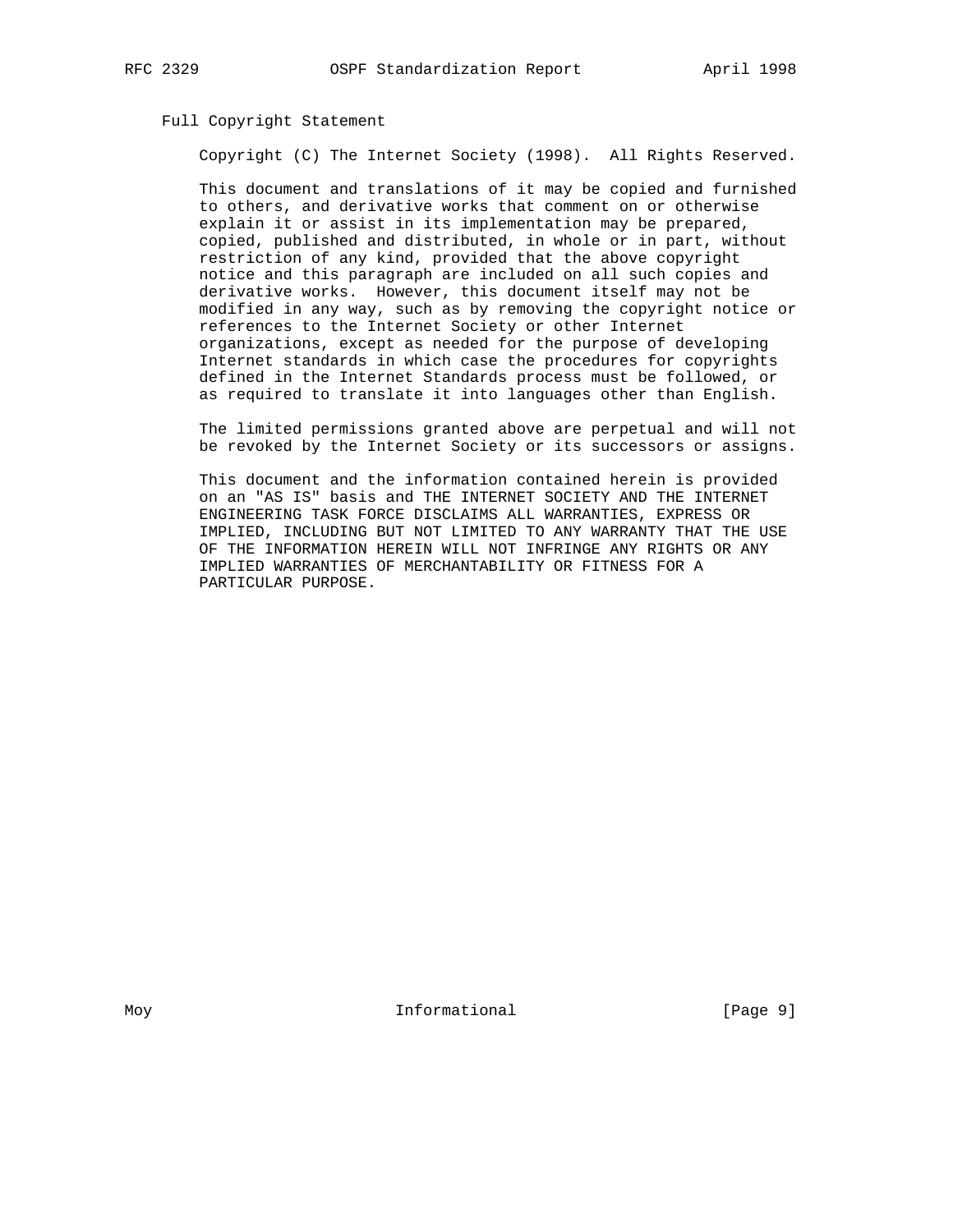## Full Copyright Statement

Copyright (C) The Internet Society (1998). All Rights Reserved.

This document and translations of it may be copied and furnished to others, and derivative works that comment on or otherwise explain it or assist in its implementation may be prepared, copied, published and distributed, in whole or in part, without restriction of any kind, provided that the above copyright notice and this paragraph are included on all such copies and derivative works. However, this document itself may not be modified in any way, such as by removing the copyright notice or references to the Internet Society or other Internet organizations, except as needed for the purpose of developing Internet standards in which case the procedures for copyrights defined in the Internet Standards process must be followed, or as required to translate it into languages other than English.

The limited permissions granted above are perpetual and will not be revoked by the Internet Society or its successors or assigns.

This document and the information contained herein is provided on an "AS IS" basis and THE INTERNET SOCIETY AND THE INTERNET ENGINEERING TASK FORCE DISCLAIMS ALL WARRANTIES, EXPRESS OR IMPLIED, INCLUDING BUT NOT LIMITED TO ANY WARRANTY THAT THE USE OF THE INFORMATION HEREIN WILL NOT INFRINGE ANY RIGHTS OR ANY IMPLIED WARRANTIES OF MERCHANTABILITY OR FITNESS FOR A PARTICULAR PURPOSE.